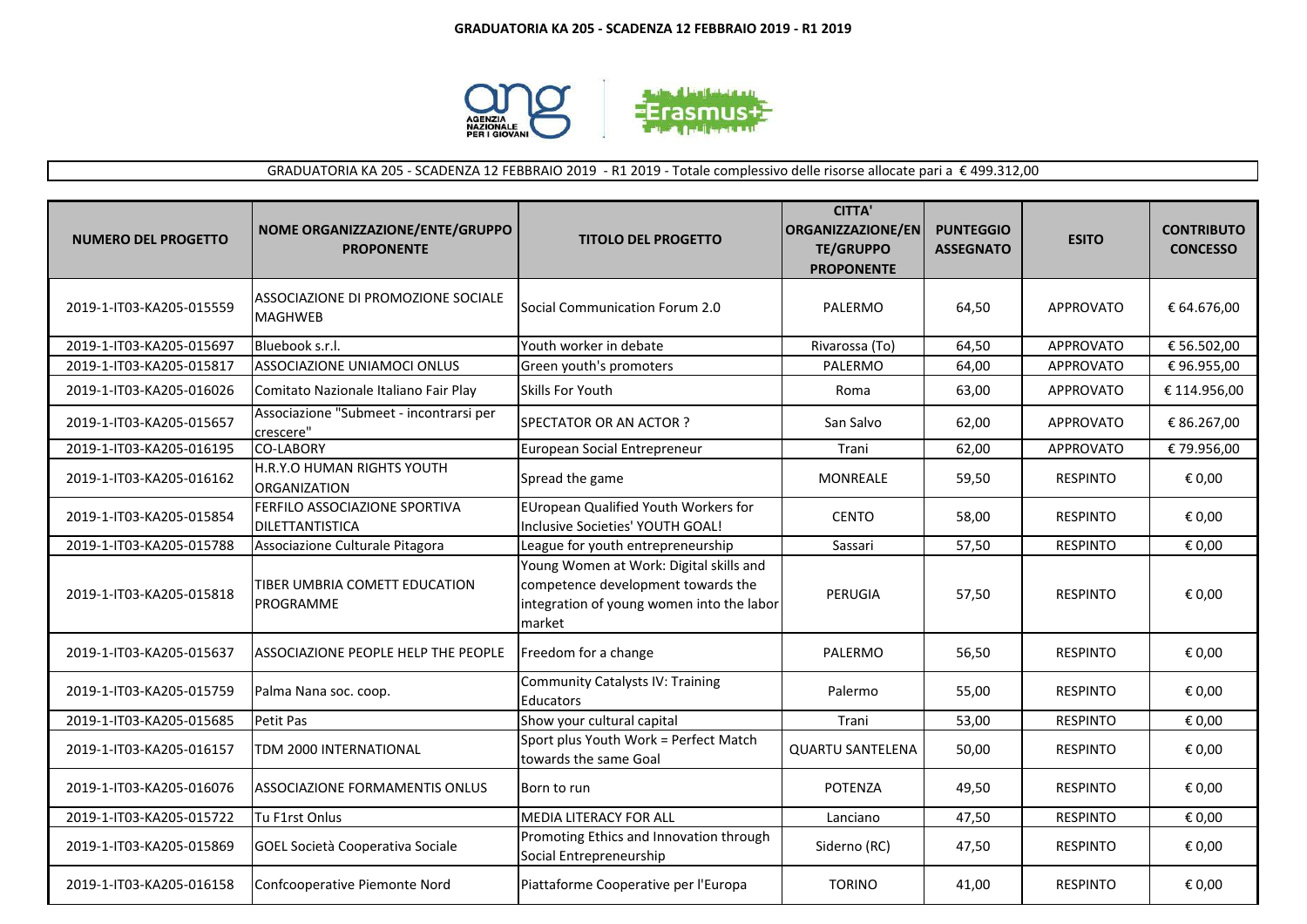# GRADUATORIA KA 205 - SCADENZA 12 FEBBRAIO 2019 - R1 2019

GRADUATORIA KA 205 - SCADENZA 12 FEBBRAIO 2019 - R1 2019 - Totale complessivo delle risorse allocate pari a € 499.312,00

| NUMERO DEL PROGETTO | NOME ORGANIZZAZIONE/ENTE/GRUPPO PROPONENTE | TITOLO DEL PROGETTO | CITTA' ORGANIZZAZIONE/ENTE/GRUPPO PROPONENTE | PUNTEGGIO ASSEGNATO | ESITO | CONTRIBUTO CONCESSO |
|---|---|---|---|---|---|---|
| 2019-1-IT03-KA205-015559 | ASSOCIAZIONE DI PROMOZIONE SOCIALE MAGHWEB | Social Communication Forum 2.0 | PALERMO | 64,50 | APPROVATO | € 64.676,00 |
| 2019-1-IT03-KA205-015697 | Bluebook s.r.l. | Youth worker in debate | Rivarossa (To) | 64,50 | APPROVATO | € 56.502,00 |
| 2019-1-IT03-KA205-015817 | ASSOCIAZIONE UNIAMOCI ONLUS | Green youth's promoters | PALERMO | 64,00 | APPROVATO | € 96.955,00 |
| 2019-1-IT03-KA205-016026 | Comitato Nazionale Italiano Fair Play | Skills For Youth | Roma | 63,00 | APPROVATO | € 114.956,00 |
| 2019-1-IT03-KA205-015657 | Associazione "Submeet - incontrarsi per crescere" | SPECTATOR OR AN ACTOR ? | San Salvo | 62,00 | APPROVATO | € 86.267,00 |
| 2019-1-IT03-KA205-016195 | CO-LABORY | European Social Entrepreneur | Trani | 62,00 | APPROVATO | € 79.956,00 |
| 2019-1-IT03-KA205-016162 | H.R.Y.O HUMAN RIGHTS YOUTH ORGANIZATION | Spread the game | MONREALE | 59,50 | RESPINTO | € 0,00 |
| 2019-1-IT03-KA205-015854 | FERFILO ASSOCIAZIONE SPORTIVA DILETTANTISTICA | EUropean Qualified Youth Workers for Inclusive Societies' YOUTH GOAL! | CENTO | 58,00 | RESPINTO | € 0,00 |
| 2019-1-IT03-KA205-015788 | Associazione Culturale Pitagora | League for youth entrepreneurship | Sassari | 57,50 | RESPINTO | € 0,00 |
| 2019-1-IT03-KA205-015818 | TIBER UMBRIA COMETT EDUCATION PROGRAMME | Young Women at Work: Digital skills and competence development towards the integration of young women into the labor market | PERUGIA | 57,50 | RESPINTO | € 0,00 |
| 2019-1-IT03-KA205-015637 | ASSOCIAZIONE PEOPLE HELP THE PEOPLE | Freedom for a change | PALERMO | 56,50 | RESPINTO | € 0,00 |
| 2019-1-IT03-KA205-015759 | Palma Nana soc. coop. | Community Catalysts IV: Training Educators | Palermo | 55,00 | RESPINTO | € 0,00 |
| 2019-1-IT03-KA205-015685 | Petit Pas | Show your cultural capital | Trani | 53,00 | RESPINTO | € 0,00 |
| 2019-1-IT03-KA205-016157 | TDM 2000 INTERNATIONAL | Sport plus Youth Work = Perfect Match towards the same Goal | QUARTU SANTELENA | 50,00 | RESPINTO | € 0,00 |
| 2019-1-IT03-KA205-016076 | ASSOCIAZIONE FORMAMENTIS ONLUS | Born to run | POTENZA | 49,50 | RESPINTO | € 0,00 |
| 2019-1-IT03-KA205-015722 | Tu F1rst Onlus | MEDIA LITERACY FOR ALL | Lanciano | 47,50 | RESPINTO | € 0,00 |
| 2019-1-IT03-KA205-015869 | GOEL Società Cooperativa Sociale | Promoting Ethics and Innovation through Social Entrepreneurship | Siderno (RC) | 47,50 | RESPINTO | € 0,00 |
| 2019-1-IT03-KA205-016158 | Confcooperative Piemonte Nord | Piattaforme Cooperative per l'Europa | TORINO | 41,00 | RESPINTO | € 0,00 |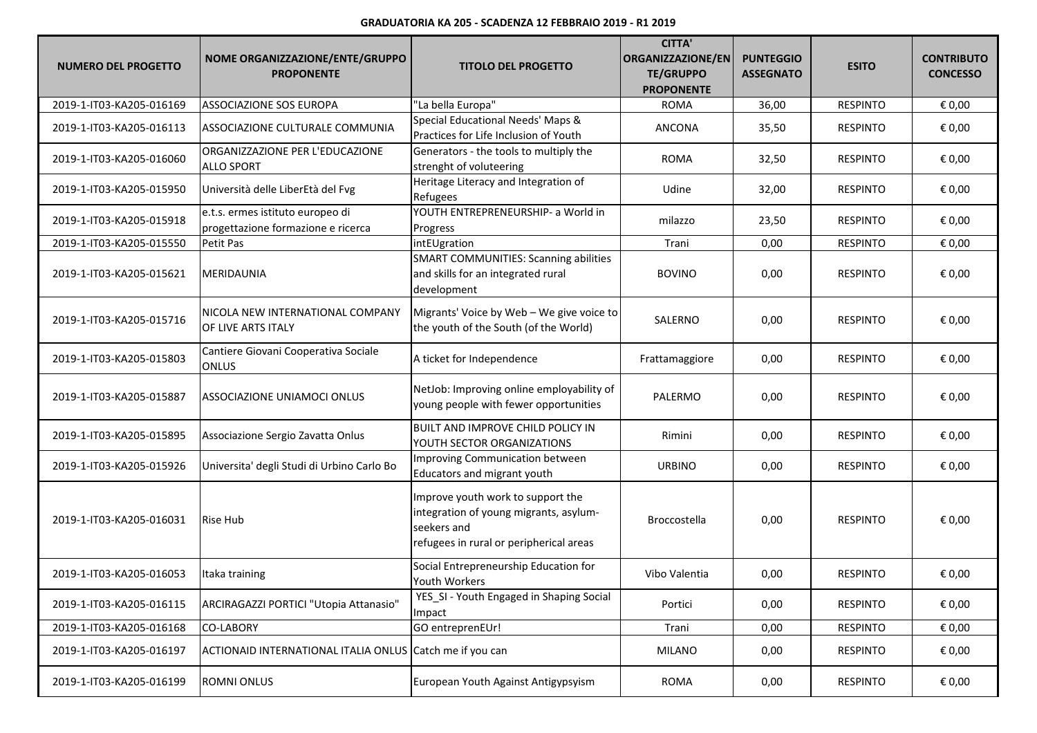**GRADUATORIA KA 205 - SCADENZA 12 FEBBRAIO 2019 - R1 2019**

| NUMERO DEL PROGETTO | NOME ORGANIZZAZIONE/ENTE/GRUPPO PROPONENTE | TITOLO DEL PROGETTO | CITTA' ORGANIZZAZIONE/ENTE/GRUPPO PROPONENTE | PUNTEGGIO ASSEGNATO | ESITO | CONTRIBUTO CONCESSO |
|---|---|---|---|---|---|---|
| 2019-1-IT03-KA205-016169 | ASSOCIAZIONE SOS EUROPA | "La bella Europa" | ROMA | 36,00 | RESPINTO | € 0,00 |
| 2019-1-IT03-KA205-016113 | ASSOCIAZIONE CULTURALE COMMUNIA | Special Educational Needs' Maps & Practices for Life Inclusion of Youth | ANCONA | 35,50 | RESPINTO | € 0,00 |
| 2019-1-IT03-KA205-016060 | ORGANIZZAZIONE PER L'EDUCAZIONE ALLO SPORT | Generators - the tools to multiply the strenght of voluteering | ROMA | 32,50 | RESPINTO | € 0,00 |
| 2019-1-IT03-KA205-015950 | Università delle LiberEtà del Fvg | Heritage Literacy and Integration of Refugees | Udine | 32,00 | RESPINTO | € 0,00 |
| 2019-1-IT03-KA205-015918 | e.t.s. ermes istituto europeo di progettazione formazione e ricerca | YOUTH ENTREPRENEURSHIP- a World in Progress | milazzo | 23,50 | RESPINTO | € 0,00 |
| 2019-1-IT03-KA205-015550 | Petit Pas | intEUgration | Trani | 0,00 | RESPINTO | € 0,00 |
| 2019-1-IT03-KA205-015621 | MERIDAUNIA | SMART COMMUNITIES: Scanning abilities and skills for an integrated rural development | BOVINO | 0,00 | RESPINTO | € 0,00 |
| 2019-1-IT03-KA205-015716 | NICOLA NEW INTERNATIONAL COMPANY OF LIVE ARTS ITALY | Migrants' Voice by Web – We give voice to the youth of the South (of the World) | SALERNO | 0,00 | RESPINTO | € 0,00 |
| 2019-1-IT03-KA205-015803 | Cantiere Giovani Cooperativa Sociale ONLUS | A ticket for Independence | Frattamaggiore | 0,00 | RESPINTO | € 0,00 |
| 2019-1-IT03-KA205-015887 | ASSOCIAZIONE UNIAMOCI ONLUS | NetJob: Improving online employability of young people with fewer opportunities | PALERMO | 0,00 | RESPINTO | € 0,00 |
| 2019-1-IT03-KA205-015895 | Associazione Sergio Zavatta Onlus | BUILT AND IMPROVE CHILD POLICY IN YOUTH SECTOR ORGANIZATIONS | Rimini | 0,00 | RESPINTO | € 0,00 |
| 2019-1-IT03-KA205-015926 | Universita' degli Studi di Urbino Carlo Bo | Improving Communication between Educators and migrant youth | URBINO | 0,00 | RESPINTO | € 0,00 |
| 2019-1-IT03-KA205-016031 | Rise Hub | Improve youth work to support the integration of young migrants, asylum-seekers and refugees in rural or peripherical areas | Broccostella | 0,00 | RESPINTO | € 0,00 |
| 2019-1-IT03-KA205-016053 | Itaka training | Social Entrepreneurship Education for Youth Workers | Vibo Valentia | 0,00 | RESPINTO | € 0,00 |
| 2019-1-IT03-KA205-016115 | ARCIRAGAZZI PORTICI "Utopia Attanasio" | YES_SI - Youth Engaged in Shaping Social Impact | Portici | 0,00 | RESPINTO | € 0,00 |
| 2019-1-IT03-KA205-016168 | CO-LABORY | GO entreprenEUr! | Trani | 0,00 | RESPINTO | € 0,00 |
| 2019-1-IT03-KA205-016197 | ACTIONAID INTERNATIONAL ITALIA ONLUS | Catch me if you can | MILANO | 0,00 | RESPINTO | € 0,00 |
| 2019-1-IT03-KA205-016199 | ROMNI ONLUS | European Youth Against Antigypsyism | ROMA | 0,00 | RESPINTO | € 0,00 |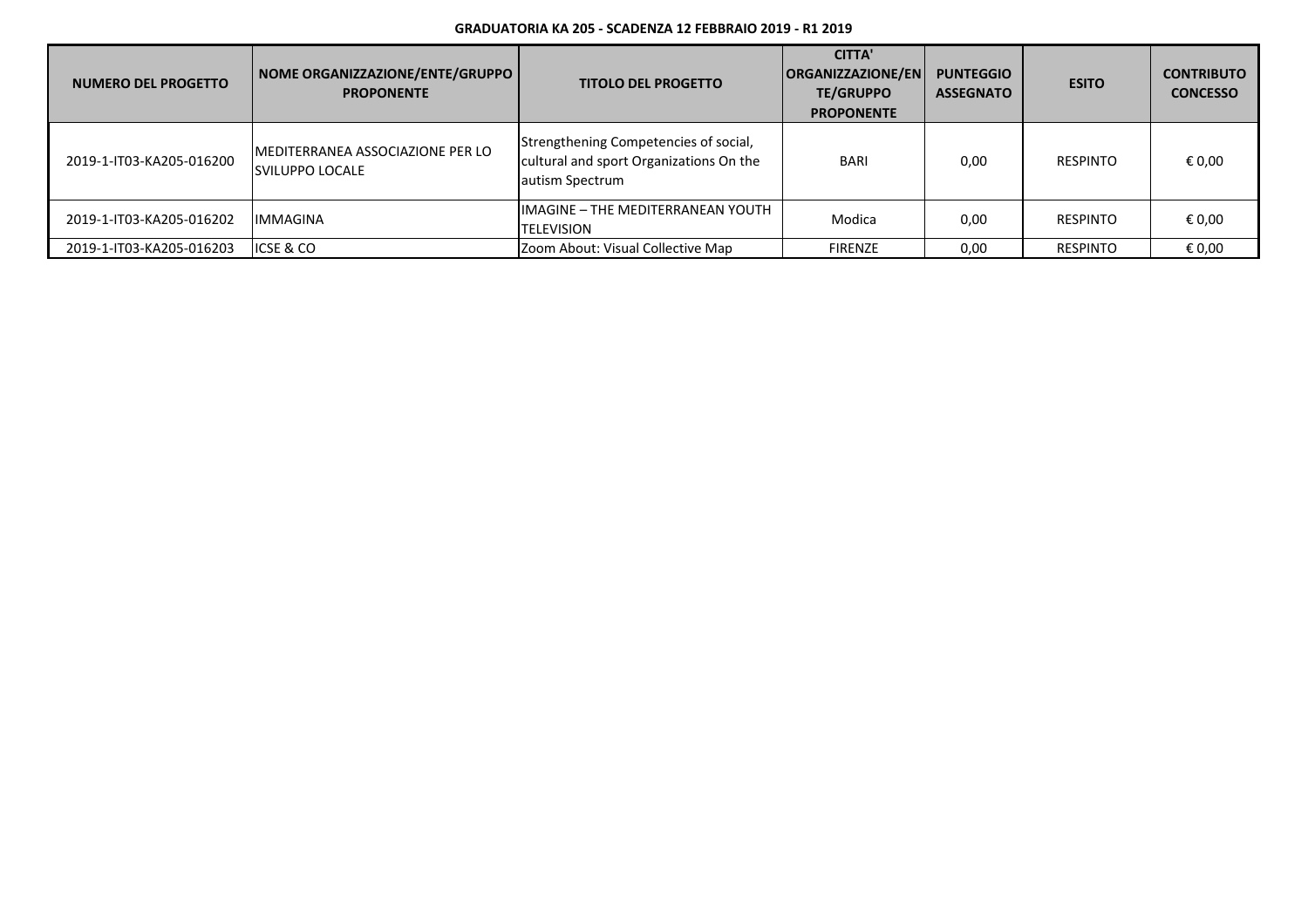**GRADUATORIA KA 205 - SCADENZA 12 FEBBRAIO 2019 - R1 2019**

| NUMERO DEL PROGETTO | NOME ORGANIZZAZIONE/ENTE/GRUPPO PROPONENTE | TITOLO DEL PROGETTO | CITTA' ORGANIZZAZIONE/ENTE/GRUPPO PROPONENTE | PUNTEGGIO ASSEGNATO | ESITO | CONTRIBUTO CONCESSO |
|---|---|---|---|---|---|---|
| 2019-1-IT03-KA205-016200 | MEDITERRANEA ASSOCIAZIONE PER LO SVILUPPO LOCALE | Strengthening Competencies of social, cultural and sport Organizations On the autism Spectrum | BARI | 0,00 | RESPINTO | € 0,00 |
| 2019-1-IT03-KA205-016202 | IMMAGINA | IMAGINE – THE MEDITERRANEAN YOUTH TELEVISION | Modica | 0,00 | RESPINTO | € 0,00 |
| 2019-1-IT03-KA205-016203 | ICSE & CO | Zoom About: Visual Collective Map | FIRENZE | 0,00 | RESPINTO | € 0,00 |